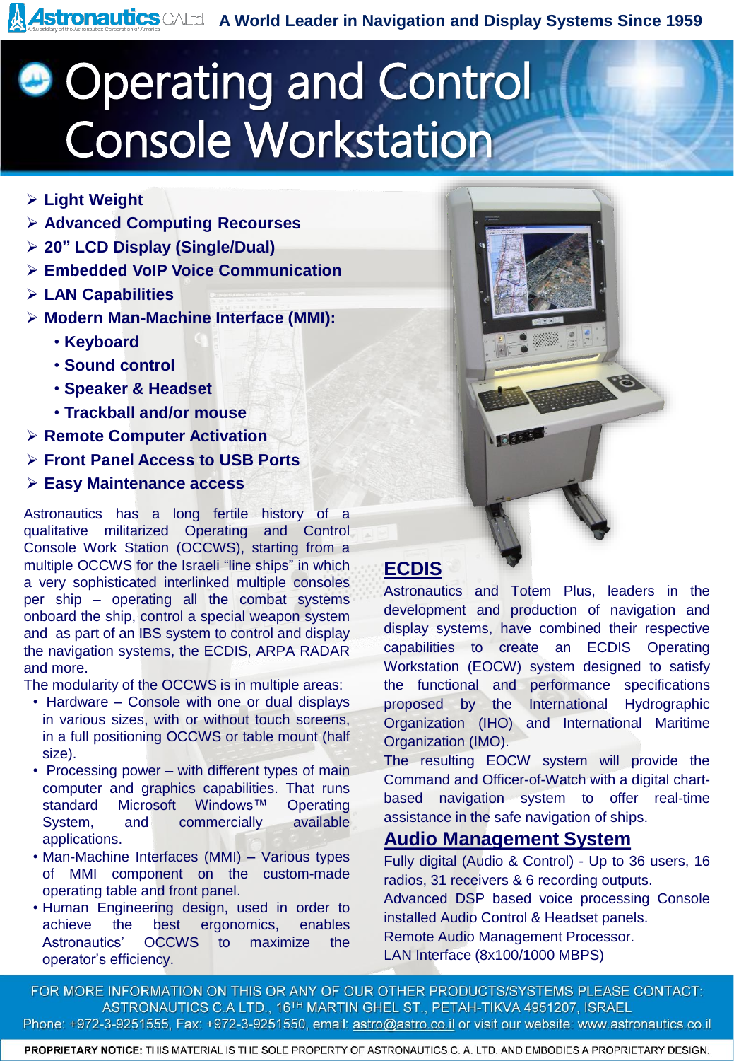Astronautics C.A Ltd. A World Leader in Navigation and Display Systems Since 1959

# Operating and Control Console Workstation

- **Light Weight**
- **Advanced Computing Recourses**
- **20" LCD Display (Single/Dual)**
- **Embedded VoIP Voice Communication**
- **LAN Capabilities**
- **Modern Man-Machine Interface (MMI):**
  - **Keyboard**
  - **Sound control**
  - **Speaker & Headset**
  - **Trackball and/or mouse**
- **Remote Computer Activation**
- **Front Panel Access to USB Ports**
- **Easy Maintenance access**

Astronautics has a long fertile history of a qualitative militarized Operating and Control Console Work Station (OCCWS), starting from a multiple OCCWS for the Israeli "line ships" in which a very sophisticated interlinked multiple consoles per ship – operating all the combat systems onboard the ship, control a special weapon system and as part of an IBS system to control and display the navigation systems, the ECDIS, ARPA RADAR and more.

The modularity of the OCCWS is in multiple areas:

- Hardware – Console with one or dual displays in various sizes, with or without touch screens, in a full positioning OCCWS or table mount (half size).
- Processing power – with different types of main computer and graphics capabilities. That runs standard Microsoft Windows™ Operating System, and commercially available applications.
- Man-Machine Interfaces (MMI) – Various types of MMI component on the custom-made operating table and front panel.
- Human Engineering design, used in order to achieve the best ergonomics, enables Astronautics' OCCWS to maximize the operator's efficiency.

## ECDIS

Astronautics and Totem Plus, leaders in the development and production of navigation and display systems, have combined their respective capabilities to create an ECDIS Operating Workstation (EOCW) system designed to satisfy the functional and performance specifications proposed by the International Hydrographic Organization (IHO) and International Maritime Organization (IMO).

The resulting EOCW system will provide the Command and Officer-of-Watch with a digital chart-based navigation system to offer real-time assistance in the safe navigation of ships.

## Audio Management System

Fully digital (Audio & Control) - Up to 36 users, 16 radios, 31 receivers & 6 recording outputs.

Advanced DSP based voice processing Console installed Audio Control & Headset panels.

Remote Audio Management Processor.

LAN Interface (8x100/1000 MBPS)

FOR MORE INFORMATION ON THIS OR ANY OF OUR OTHER PRODUCTS/SYSTEMS PLEASE CONTACT:
ASTRONAUTICS C.A LTD., 16TH MARTIN GHEL ST., PETAH-TIKVA 4951207, ISRAEL
Phone: +972-3-9251555, Fax: +972-3-9251550, email: astro@astro.co.il or visit our website: www.astronautics.co.il

**PROPRIETARY NOTICE:** THIS MATERIAL IS THE SOLE PROPERTY OF ASTRONAUTICS C. A. LTD. AND EMBODIES A PROPRIETARY DESIGN.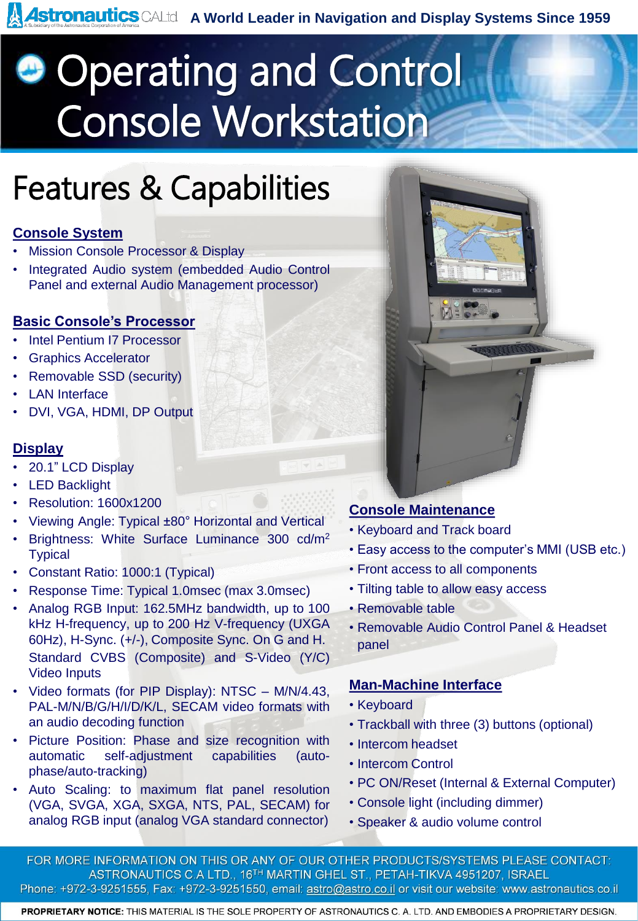Astronautics C.A. Ltd. — A World Leader in Navigation and Display Systems Since 1959

# Operating and Control Console Workstation

## Features & Capabilities

### Console System

- Mission Console Processor & Display
- Integrated Audio system (embedded Audio Control Panel and external Audio Management processor)

### Basic Console's Processor

- Intel Pentium I7 Processor
- Graphics Accelerator
- Removable SSD (security)
- LAN Interface
- DVI, VGA, HDMI, DP Output

### Display

- 20.1" LCD Display
- LED Backlight
- Resolution: 1600x1200
- Viewing Angle: Typical ±80° Horizontal and Vertical
- Brightness: White Surface Luminance 300 $cd/m^2$ Typical
- Constant Ratio: 1000:1 (Typical)
- Response Time: Typical 1.0msec (max 3.0msec)
- Analog RGB Input: 162.5MHz bandwidth, up to 100 kHz H-frequency, up to 200 Hz V-frequency (UXGA 60Hz), H-Sync. (+/-), Composite Sync. On G and H. Standard CVBS (Composite) and S-Video (Y/C) Video Inputs
- Video formats (for PIP Display): NTSC – M/N/4.43, PAL-M/N/B/G/H/I/D/K/L, SECAM video formats with an audio decoding function
- Picture Position: Phase and size recognition with automatic self-adjustment capabilities (auto-phase/auto-tracking)
- Auto Scaling: to maximum flat panel resolution (VGA, SVGA, XGA, SXGA, NTS, PAL, SECAM) for analog RGB input (analog VGA standard connector)

### Console Maintenance

- Keyboard and Track board
- Easy access to the computer's MMI (USB etc.)
- Front access to all components
- Tilting table to allow easy access
- Removable table
- Removable Audio Control Panel & Headset panel

### Man-Machine Interface

- Keyboard
- Trackball with three (3) buttons (optional)
- Intercom headset
- Intercom Control
- PC ON/Reset (Internal & External Computer)
- Console light (including dimmer)
- Speaker & audio volume control

FOR MORE INFORMATION ON THIS OR ANY OF OUR OTHER PRODUCTS/SYSTEMS PLEASE CONTACT:
ASTRONAUTICS C.A LTD., 16TH MARTIN GHEL ST., PETAH-TIKVA 4951207, ISRAEL
Phone: +972-3-9251555, Fax: +972-3-9251550, email: astro@astro.co.il or visit our website: www.astronautics.co.il

**PROPRIETARY NOTICE:** THIS MATERIAL IS THE SOLE PROPERTY OF ASTRONAUTICS C. A. LTD. AND EMBODIES A PROPRIETARY DESIGN.